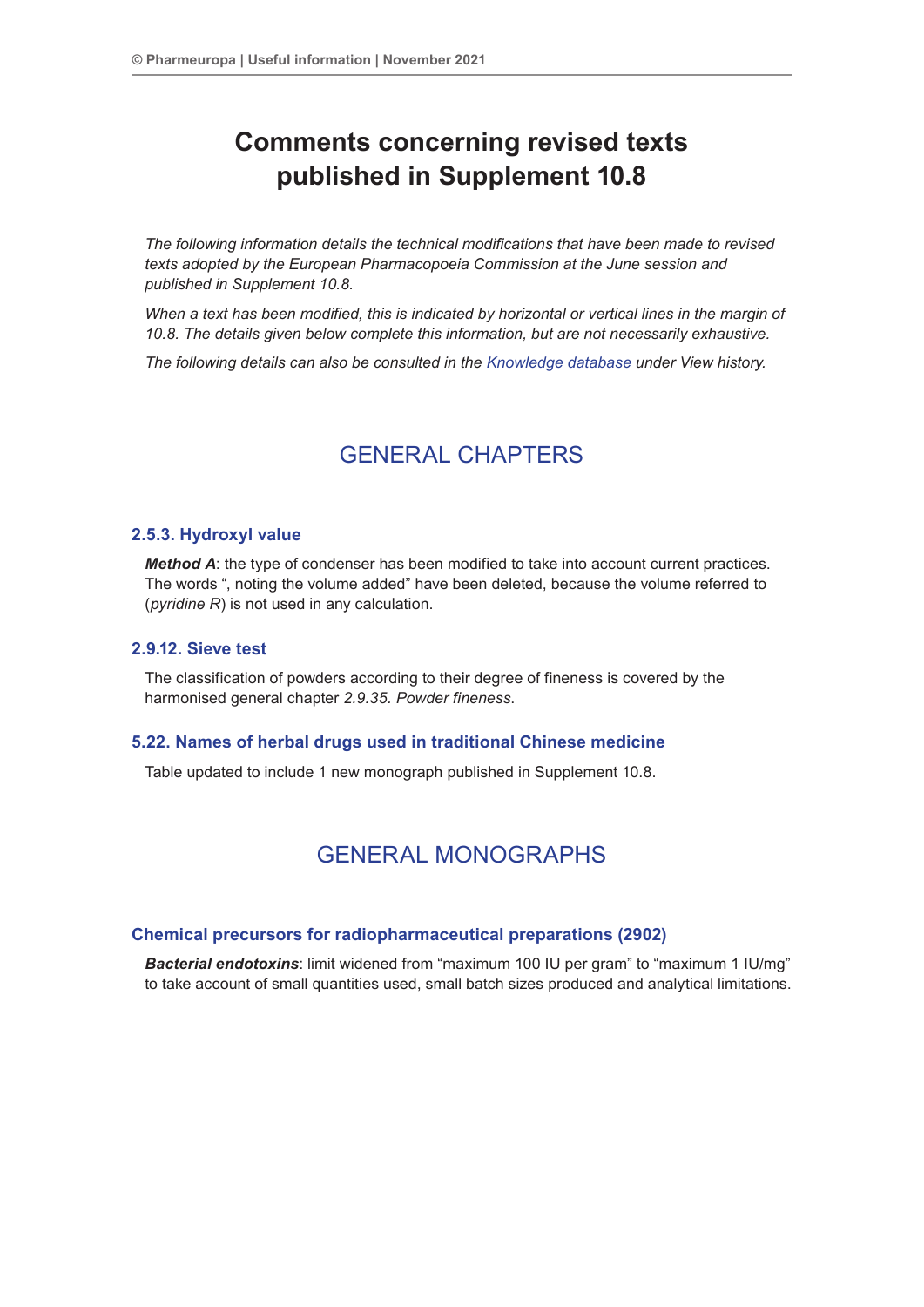# Comments concerning revised texts published in Supplement 10.8

*The following information details the technical modifications that have been made to revised texts adopted by the European Pharmacopoeia Commission at the June session and published in Supplement 10.8.*

*When a text has been modified, this is indicated by horizontal or vertical lines in the margin of 10.8. The details given below complete this information, but are not necessarily exhaustive.*

*The following details can also be consulted in the Knowledge database under View history.*

## GENERAL CHAPTERS

### 2.5.3. Hydroxyl value

***Method A***: the type of condenser has been modified to take into account current practices. The words ", noting the volume added" have been deleted, because the volume referred to (*pyridine R*) is not used in any calculation.

### 2.9.12. Sieve test

The classification of powders according to their degree of fineness is covered by the harmonised general chapter *2.9.35. Powder fineness*.

### 5.22. Names of herbal drugs used in traditional Chinese medicine

Table updated to include 1 new monograph published in Supplement 10.8.

## GENERAL MONOGRAPHS

### Chemical precursors for radiopharmaceutical preparations (2902)

***Bacterial endotoxins***: limit widened from "maximum 100 IU per gram" to "maximum 1 IU/mg" to take account of small quantities used, small batch sizes produced and analytical limitations.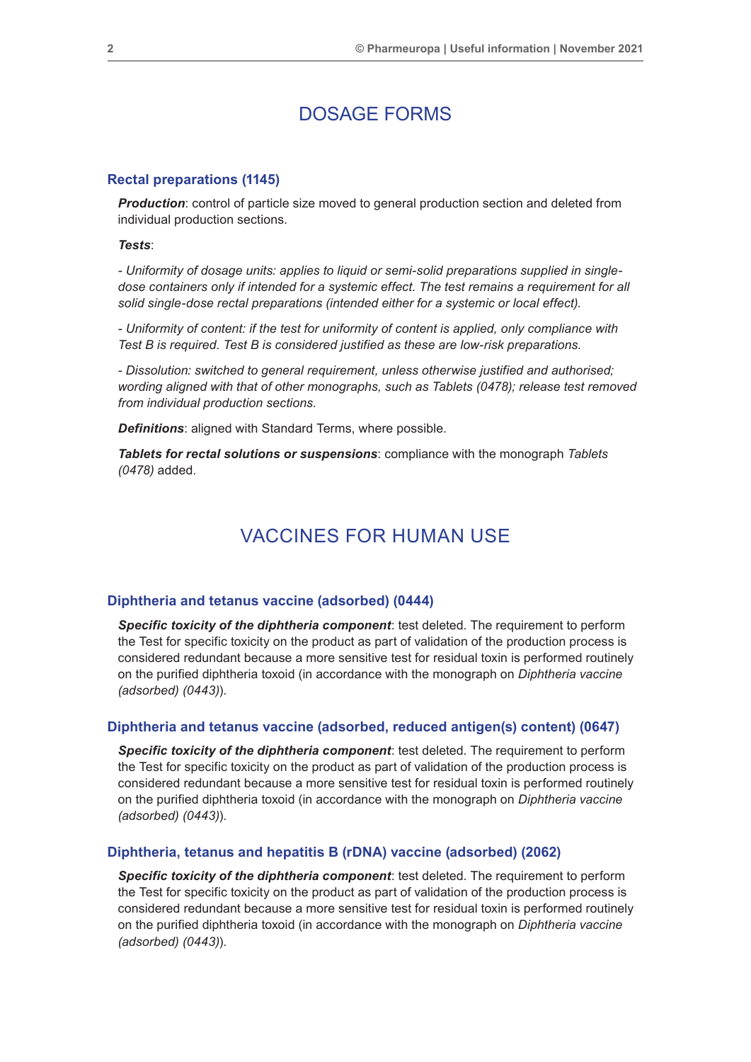# DOSAGE FORMS

### Rectal preparations (1145)

***Production***: control of particle size moved to general production section and deleted from individual production sections.

***Tests***:

*- Uniformity of dosage units: applies to liquid or semi-solid preparations supplied in single-dose containers only if intended for a systemic effect. The test remains a requirement for all solid single-dose rectal preparations (intended either for a systemic or local effect).*

*- Uniformity of content: if the test for uniformity of content is applied, only compliance with Test B is required. Test B is considered justified as these are low-risk preparations.*

*- Dissolution: switched to general requirement, unless otherwise justified and authorised; wording aligned with that of other monographs, such as Tablets (0478); release test removed from individual production sections.*

***Definitions***: aligned with Standard Terms, where possible.

***Tablets for rectal solutions or suspensions***: compliance with the monograph *Tablets (0478)* added.

# VACCINES FOR HUMAN USE

### Diphtheria and tetanus vaccine (adsorbed) (0444)

***Specific toxicity of the diphtheria component***: test deleted. The requirement to perform the Test for specific toxicity on the product as part of validation of the production process is considered redundant because a more sensitive test for residual toxin is performed routinely on the purified diphtheria toxoid (in accordance with the monograph on *Diphtheria vaccine (adsorbed) (0443)*).

### Diphtheria and tetanus vaccine (adsorbed, reduced antigen(s) content) (0647)

***Specific toxicity of the diphtheria component***: test deleted. The requirement to perform the Test for specific toxicity on the product as part of validation of the production process is considered redundant because a more sensitive test for residual toxin is performed routinely on the purified diphtheria toxoid (in accordance with the monograph on *Diphtheria vaccine (adsorbed) (0443)*).

### Diphtheria, tetanus and hepatitis B (rDNA) vaccine (adsorbed) (2062)

***Specific toxicity of the diphtheria component***: test deleted. The requirement to perform the Test for specific toxicity on the product as part of validation of the production process is considered redundant because a more sensitive test for residual toxin is performed routinely on the purified diphtheria toxoid (in accordance with the monograph on *Diphtheria vaccine (adsorbed) (0443)*).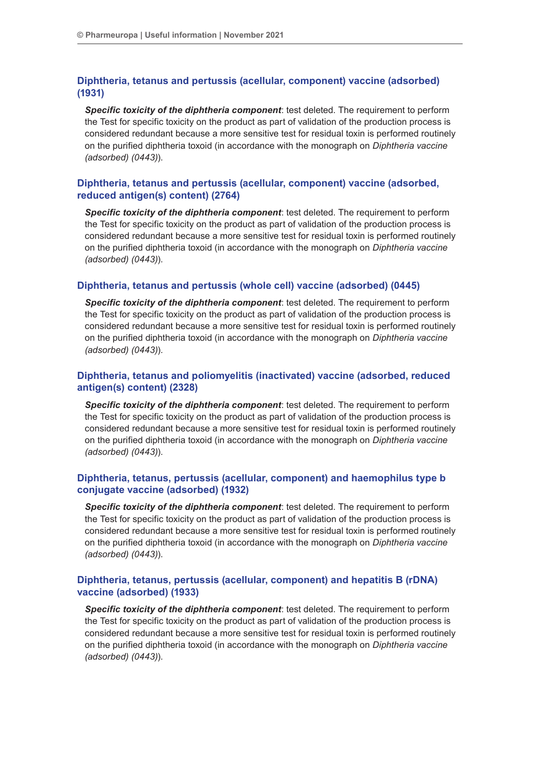### Diphtheria, tetanus and pertussis (acellular, component) vaccine (adsorbed) (1931)

***Specific toxicity of the diphtheria component***: test deleted. The requirement to perform the Test for specific toxicity on the product as part of validation of the production process is considered redundant because a more sensitive test for residual toxin is performed routinely on the purified diphtheria toxoid (in accordance with the monograph on *Diphtheria vaccine (adsorbed) (0443)*).

### Diphtheria, tetanus and pertussis (acellular, component) vaccine (adsorbed, reduced antigen(s) content) (2764)

***Specific toxicity of the diphtheria component***: test deleted. The requirement to perform the Test for specific toxicity on the product as part of validation of the production process is considered redundant because a more sensitive test for residual toxin is performed routinely on the purified diphtheria toxoid (in accordance with the monograph on *Diphtheria vaccine (adsorbed) (0443)*).

### Diphtheria, tetanus and pertussis (whole cell) vaccine (adsorbed) (0445)

***Specific toxicity of the diphtheria component***: test deleted. The requirement to perform the Test for specific toxicity on the product as part of validation of the production process is considered redundant because a more sensitive test for residual toxin is performed routinely on the purified diphtheria toxoid (in accordance with the monograph on *Diphtheria vaccine (adsorbed) (0443)*).

### Diphtheria, tetanus and poliomyelitis (inactivated) vaccine (adsorbed, reduced antigen(s) content) (2328)

***Specific toxicity of the diphtheria component***: test deleted. The requirement to perform the Test for specific toxicity on the product as part of validation of the production process is considered redundant because a more sensitive test for residual toxin is performed routinely on the purified diphtheria toxoid (in accordance with the monograph on *Diphtheria vaccine (adsorbed) (0443)*).

### Diphtheria, tetanus, pertussis (acellular, component) and haemophilus type b conjugate vaccine (adsorbed) (1932)

***Specific toxicity of the diphtheria component***: test deleted. The requirement to perform the Test for specific toxicity on the product as part of validation of the production process is considered redundant because a more sensitive test for residual toxin is performed routinely on the purified diphtheria toxoid (in accordance with the monograph on *Diphtheria vaccine (adsorbed) (0443)*).

### Diphtheria, tetanus, pertussis (acellular, component) and hepatitis B (rDNA) vaccine (adsorbed) (1933)

***Specific toxicity of the diphtheria component***: test deleted. The requirement to perform the Test for specific toxicity on the product as part of validation of the production process is considered redundant because a more sensitive test for residual toxin is performed routinely on the purified diphtheria toxoid (in accordance with the monograph on *Diphtheria vaccine (adsorbed) (0443)*).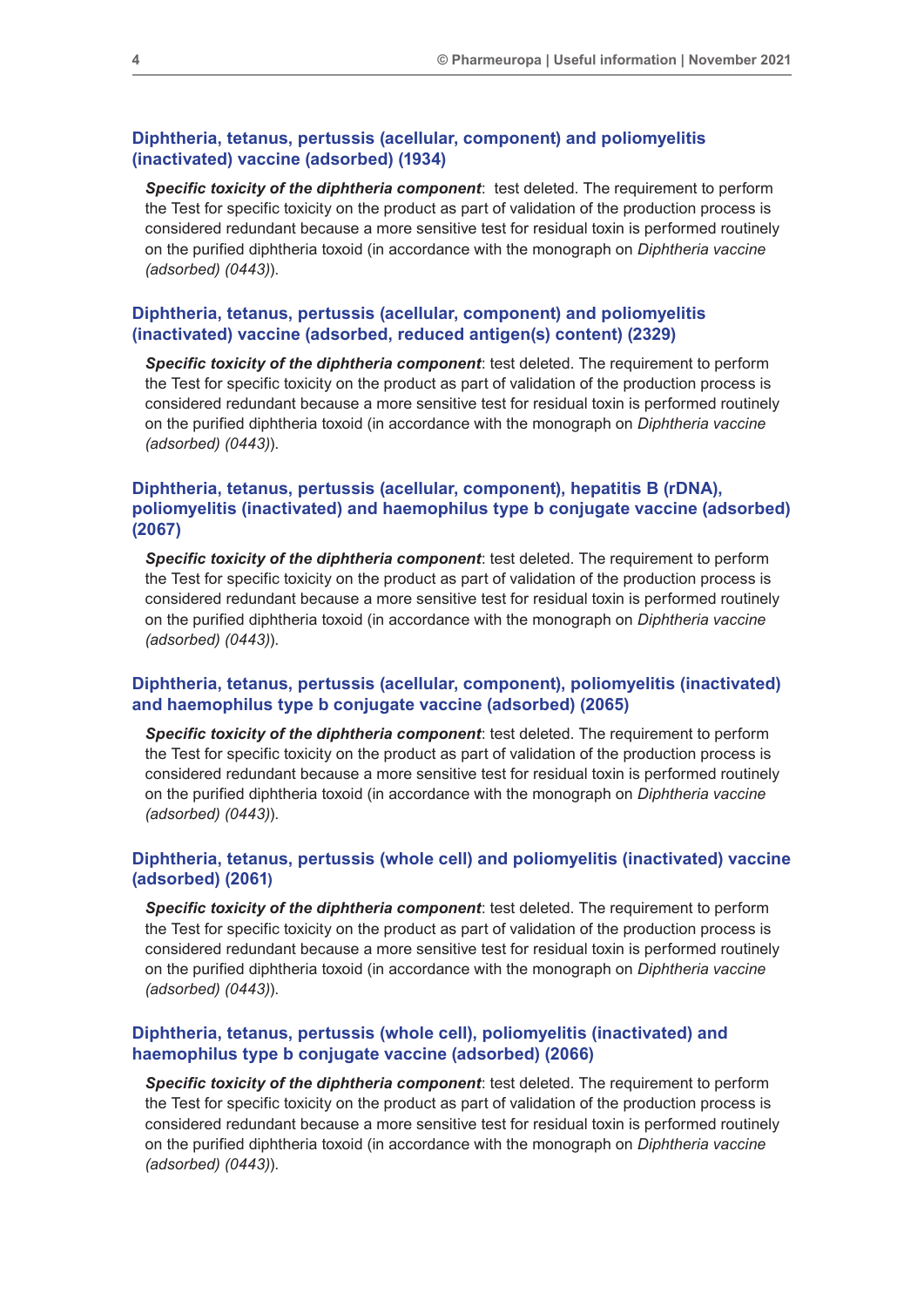## Diphtheria, tetanus, pertussis (acellular, component) and poliomyelitis (inactivated) vaccine (adsorbed) (1934)

***Specific toxicity of the diphtheria component***: test deleted. The requirement to perform the Test for specific toxicity on the product as part of validation of the production process is considered redundant because a more sensitive test for residual toxin is performed routinely on the purified diphtheria toxoid (in accordance with the monograph on *Diphtheria vaccine (adsorbed) (0443)*).

## Diphtheria, tetanus, pertussis (acellular, component) and poliomyelitis (inactivated) vaccine (adsorbed, reduced antigen(s) content) (2329)

***Specific toxicity of the diphtheria component***: test deleted. The requirement to perform the Test for specific toxicity on the product as part of validation of the production process is considered redundant because a more sensitive test for residual toxin is performed routinely on the purified diphtheria toxoid (in accordance with the monograph on *Diphtheria vaccine (adsorbed) (0443)*).

## Diphtheria, tetanus, pertussis (acellular, component), hepatitis B (rDNA), poliomyelitis (inactivated) and haemophilus type b conjugate vaccine (adsorbed) (2067)

***Specific toxicity of the diphtheria component***: test deleted. The requirement to perform the Test for specific toxicity on the product as part of validation of the production process is considered redundant because a more sensitive test for residual toxin is performed routinely on the purified diphtheria toxoid (in accordance with the monograph on *Diphtheria vaccine (adsorbed) (0443)*).

## Diphtheria, tetanus, pertussis (acellular, component), poliomyelitis (inactivated) and haemophilus type b conjugate vaccine (adsorbed) (2065)

***Specific toxicity of the diphtheria component***: test deleted. The requirement to perform the Test for specific toxicity on the product as part of validation of the production process is considered redundant because a more sensitive test for residual toxin is performed routinely on the purified diphtheria toxoid (in accordance with the monograph on *Diphtheria vaccine (adsorbed) (0443)*).

## Diphtheria, tetanus, pertussis (whole cell) and poliomyelitis (inactivated) vaccine (adsorbed) (2061)

***Specific toxicity of the diphtheria component***: test deleted. The requirement to perform the Test for specific toxicity on the product as part of validation of the production process is considered redundant because a more sensitive test for residual toxin is performed routinely on the purified diphtheria toxoid (in accordance with the monograph on *Diphtheria vaccine (adsorbed) (0443)*).

## Diphtheria, tetanus, pertussis (whole cell), poliomyelitis (inactivated) and haemophilus type b conjugate vaccine (adsorbed) (2066)

***Specific toxicity of the diphtheria component***: test deleted. The requirement to perform the Test for specific toxicity on the product as part of validation of the production process is considered redundant because a more sensitive test for residual toxin is performed routinely on the purified diphtheria toxoid (in accordance with the monograph on *Diphtheria vaccine (adsorbed) (0443)*).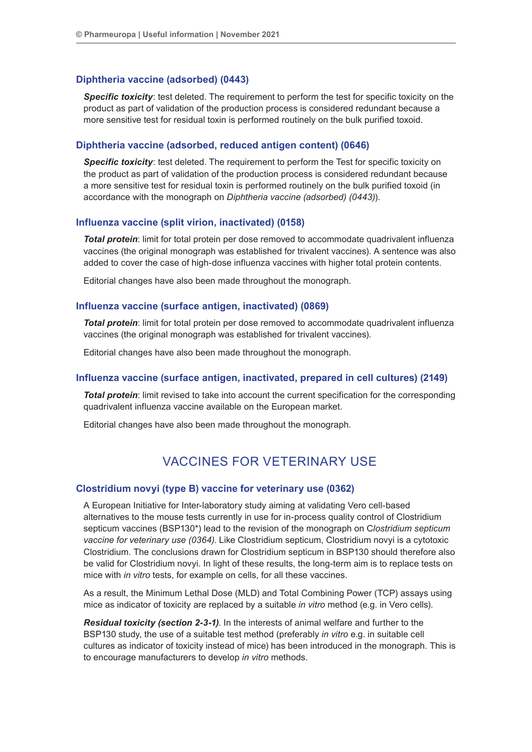### Diphtheria vaccine (adsorbed) (0443)

***Specific toxicity***: test deleted. The requirement to perform the test for specific toxicity on the product as part of validation of the production process is considered redundant because a more sensitive test for residual toxin is performed routinely on the bulk purified toxoid.

### Diphtheria vaccine (adsorbed, reduced antigen content) (0646)

***Specific toxicity***: test deleted. The requirement to perform the Test for specific toxicity on the product as part of validation of the production process is considered redundant because a more sensitive test for residual toxin is performed routinely on the bulk purified toxoid (in accordance with the monograph on *Diphtheria vaccine (adsorbed) (0443)*).

### Influenza vaccine (split virion, inactivated) (0158)

***Total protein***: limit for total protein per dose removed to accommodate quadrivalent influenza vaccines (the original monograph was established for trivalent vaccines). A sentence was also added to cover the case of high-dose influenza vaccines with higher total protein contents.

Editorial changes have also been made throughout the monograph.

### Influenza vaccine (surface antigen, inactivated) (0869)

***Total protein***: limit for total protein per dose removed to accommodate quadrivalent influenza vaccines (the original monograph was established for trivalent vaccines).

Editorial changes have also been made throughout the monograph.

### Influenza vaccine (surface antigen, inactivated, prepared in cell cultures) (2149)

***Total protein***: limit revised to take into account the current specification for the corresponding quadrivalent influenza vaccine available on the European market.

Editorial changes have also been made throughout the monograph.

## VACCINES FOR VETERINARY USE

### Clostridium novyi (type B) vaccine for veterinary use (0362)

A European Initiative for Inter-laboratory study aiming at validating Vero cell-based alternatives to the mouse tests currently in use for in-process quality control of Clostridium septicum vaccines (BSP130*) lead to the revision of the monograph on C*lostridium septicum vaccine for veterinary use (0364)*. Like Clostridium septicum, Clostridium novyi is a cytotoxic Clostridium. The conclusions drawn for Clostridium septicum in BSP130 should therefore also be valid for Clostridium novyi. In light of these results, the long-term aim is to replace tests on mice with *in vitro* tests, for example on cells, for all these vaccines.

As a result, the Minimum Lethal Dose (MLD) and Total Combining Power (TCP) assays using mice as indicator of toxicity are replaced by a suitable *in vitro* method (e.g. in Vero cells).

***Residual toxicity (section 2-3-1)***. In the interests of animal welfare and further to the BSP130 study, the use of a suitable test method (preferably *in vitro* e.g. in suitable cell cultures as indicator of toxicity instead of mice) has been introduced in the monograph. This is to encourage manufacturers to develop *in vitro* methods.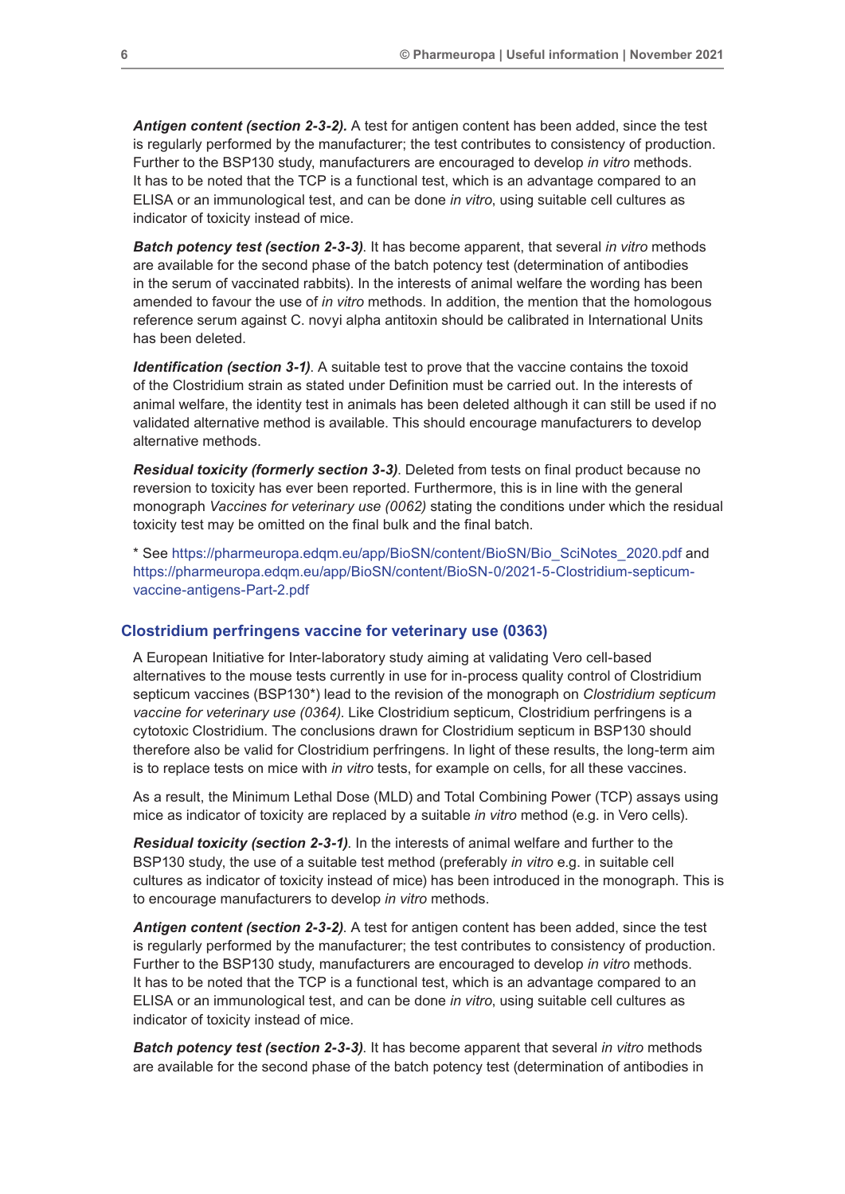***Antigen content (section 2-3-2).*** A test for antigen content has been added, since the test is regularly performed by the manufacturer; the test contributes to consistency of production. Further to the BSP130 study, manufacturers are encouraged to develop *in vitro* methods. It has to be noted that the TCP is a functional test, which is an advantage compared to an ELISA or an immunological test, and can be done *in vitro*, using suitable cell cultures as indicator of toxicity instead of mice.

***Batch potency test (section 2-3-3)***. It has become apparent, that several *in vitro* methods are available for the second phase of the batch potency test (determination of antibodies in the serum of vaccinated rabbits). In the interests of animal welfare the wording has been amended to favour the use of *in vitro* methods. In addition, the mention that the homologous reference serum against C. novyi alpha antitoxin should be calibrated in International Units has been deleted.

***Identification (section 3-1)***. A suitable test to prove that the vaccine contains the toxoid of the Clostridium strain as stated under Definition must be carried out. In the interests of animal welfare, the identity test in animals has been deleted although it can still be used if no validated alternative method is available. This should encourage manufacturers to develop alternative methods.

***Residual toxicity (formerly section 3-3)***. Deleted from tests on final product because no reversion to toxicity has ever been reported. Furthermore, this is in line with the general monograph *Vaccines for veterinary use (0062)* stating the conditions under which the residual toxicity test may be omitted on the final bulk and the final batch.

* See https://pharmeuropa.edqm.eu/app/BioSN/content/BioSN/Bio_SciNotes_2020.pdf and https://pharmeuropa.edqm.eu/app/BioSN/content/BioSN-0/2021-5-Clostridium-septicum-vaccine-antigens-Part-2.pdf

## Clostridium perfringens vaccine for veterinary use (0363)

A European Initiative for Inter-laboratory study aiming at validating Vero cell-based alternatives to the mouse tests currently in use for in-process quality control of Clostridium septicum vaccines (BSP130*) lead to the revision of the monograph on *Clostridium septicum vaccine for veterinary use (0364)*. Like Clostridium septicum, Clostridium perfringens is a cytotoxic Clostridium. The conclusions drawn for Clostridium septicum in BSP130 should therefore also be valid for Clostridium perfringens. In light of these results, the long-term aim is to replace tests on mice with *in vitro* tests, for example on cells, for all these vaccines.

As a result, the Minimum Lethal Dose (MLD) and Total Combining Power (TCP) assays using mice as indicator of toxicity are replaced by a suitable *in vitro* method (e.g. in Vero cells).

***Residual toxicity (section 2-3-1)***. In the interests of animal welfare and further to the BSP130 study, the use of a suitable test method (preferably *in vitro* e.g. in suitable cell cultures as indicator of toxicity instead of mice) has been introduced in the monograph. This is to encourage manufacturers to develop *in vitro* methods.

***Antigen content (section 2-3-2)***. A test for antigen content has been added, since the test is regularly performed by the manufacturer; the test contributes to consistency of production. Further to the BSP130 study, manufacturers are encouraged to develop *in vitro* methods. It has to be noted that the TCP is a functional test, which is an advantage compared to an ELISA or an immunological test, and can be done *in vitro*, using suitable cell cultures as indicator of toxicity instead of mice.

***Batch potency test (section 2-3-3)***. It has become apparent that several *in vitro* methods are available for the second phase of the batch potency test (determination of antibodies in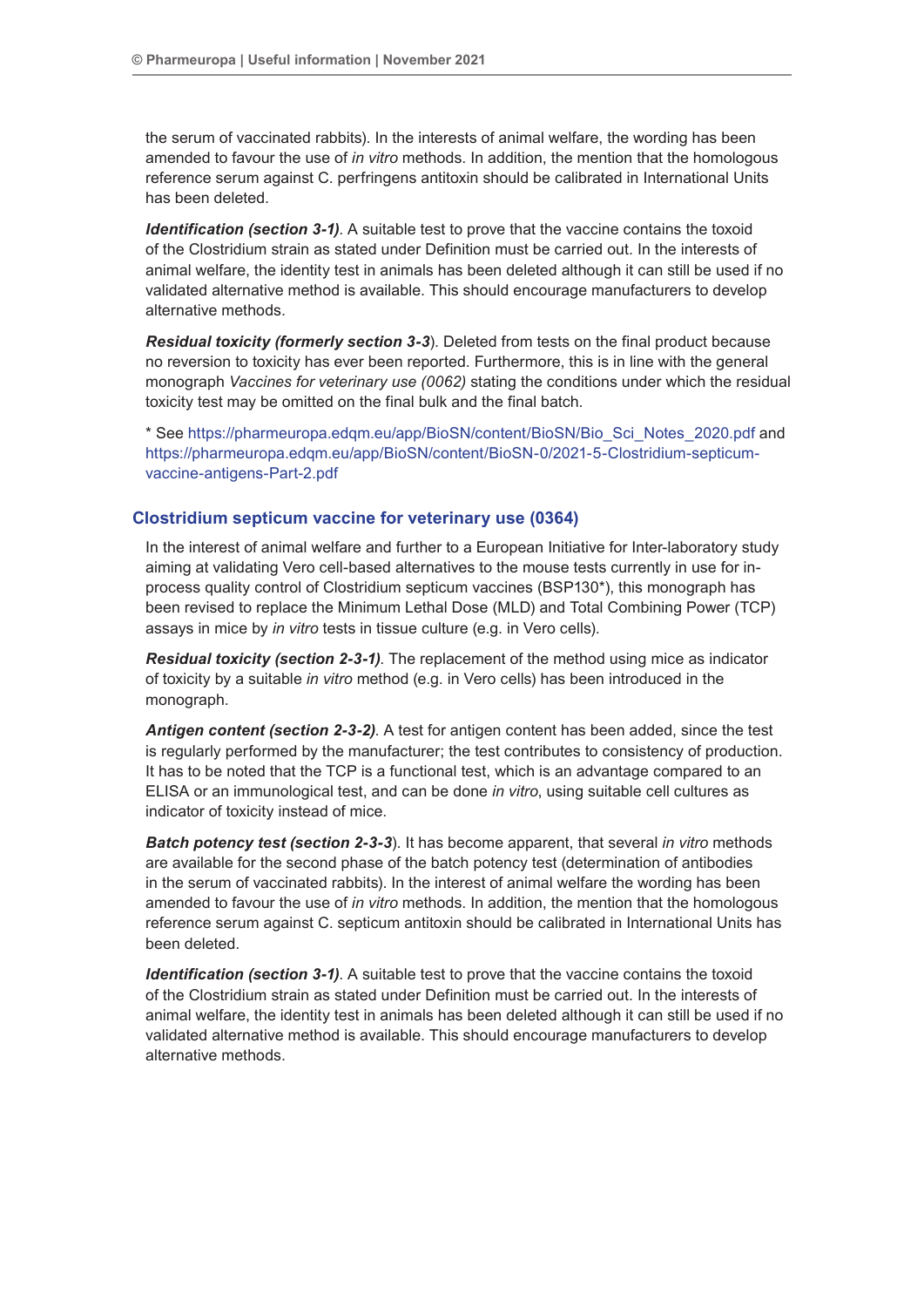the serum of vaccinated rabbits). In the interests of animal welfare, the wording has been amended to favour the use of *in vitro* methods. In addition, the mention that the homologous reference serum against C. perfringens antitoxin should be calibrated in International Units has been deleted.

***Identification (section 3-1)***. A suitable test to prove that the vaccine contains the toxoid of the Clostridium strain as stated under Definition must be carried out. In the interests of animal welfare, the identity test in animals has been deleted although it can still be used if no validated alternative method is available. This should encourage manufacturers to develop alternative methods.

***Residual toxicity (formerly section 3-3***). Deleted from tests on the final product because no reversion to toxicity has ever been reported. Furthermore, this is in line with the general monograph *Vaccines for veterinary use (0062)* stating the conditions under which the residual toxicity test may be omitted on the final bulk and the final batch.

* See https://pharmeuropa.edqm.eu/app/BioSN/content/BioSN/Bio_Sci_Notes_2020.pdf and https://pharmeuropa.edqm.eu/app/BioSN/content/BioSN-0/2021-5-Clostridium-septicum-vaccine-antigens-Part-2.pdf

## Clostridium septicum vaccine for veterinary use (0364)

In the interest of animal welfare and further to a European Initiative for Inter-laboratory study aiming at validating Vero cell-based alternatives to the mouse tests currently in use for in-process quality control of Clostridium septicum vaccines (BSP130*), this monograph has been revised to replace the Minimum Lethal Dose (MLD) and Total Combining Power (TCP) assays in mice by *in vitro* tests in tissue culture (e.g. in Vero cells).

***Residual toxicity (section 2-3-1)***. The replacement of the method using mice as indicator of toxicity by a suitable *in vitro* method (e.g. in Vero cells) has been introduced in the monograph.

***Antigen content (section 2-3-2)***. A test for antigen content has been added, since the test is regularly performed by the manufacturer; the test contributes to consistency of production. It has to be noted that the TCP is a functional test, which is an advantage compared to an ELISA or an immunological test, and can be done *in vitro*, using suitable cell cultures as indicator of toxicity instead of mice.

***Batch potency test (section 2-3-3***). It has become apparent, that several *in vitro* methods are available for the second phase of the batch potency test (determination of antibodies in the serum of vaccinated rabbits). In the interest of animal welfare the wording has been amended to favour the use of *in vitro* methods. In addition, the mention that the homologous reference serum against C. septicum antitoxin should be calibrated in International Units has been deleted.

***Identification (section 3-1)***. A suitable test to prove that the vaccine contains the toxoid of the Clostridium strain as stated under Definition must be carried out. In the interests of animal welfare, the identity test in animals has been deleted although it can still be used if no validated alternative method is available. This should encourage manufacturers to develop alternative methods.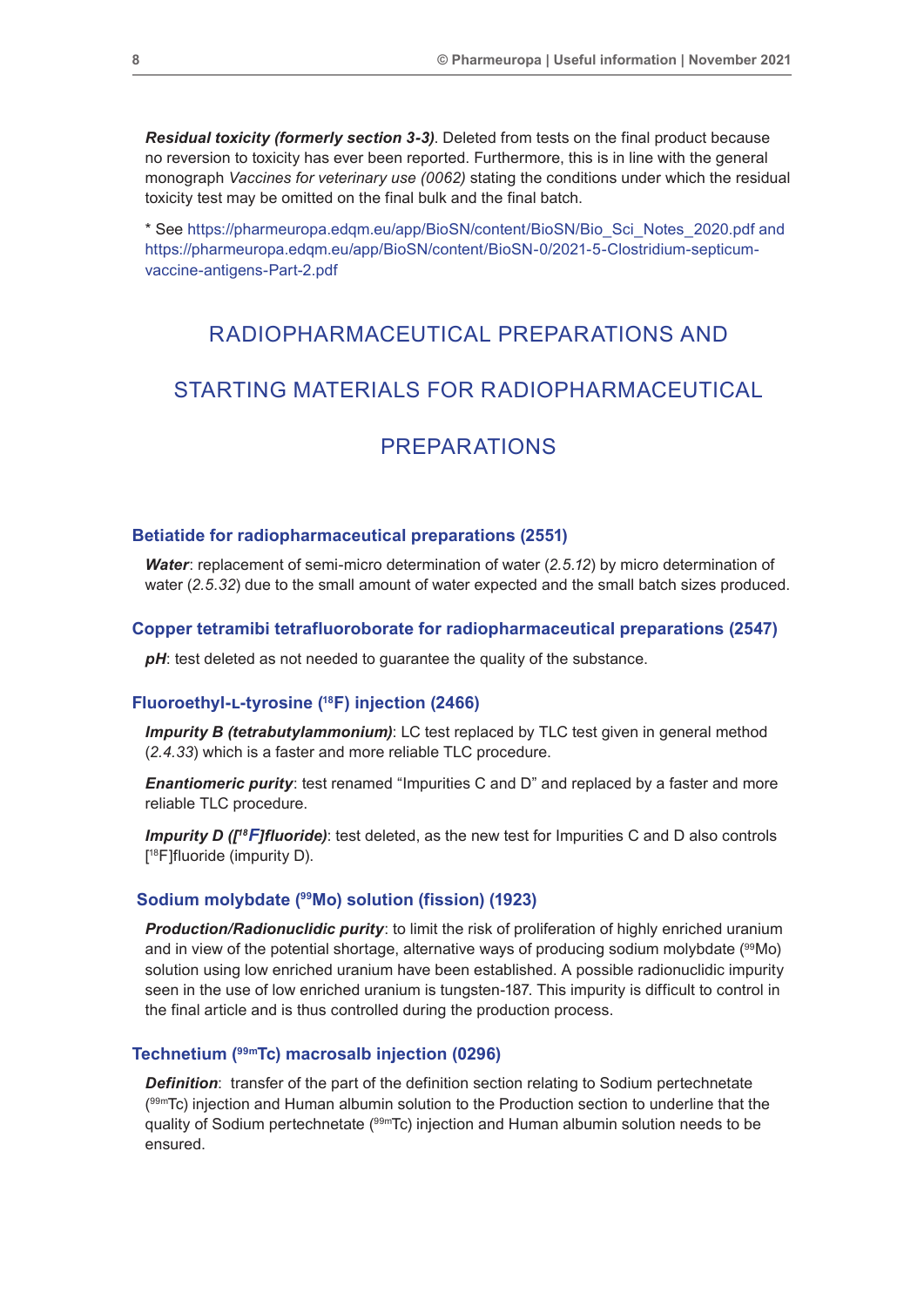***Residual toxicity (formerly section 3-3)***. Deleted from tests on the final product because no reversion to toxicity has ever been reported. Furthermore, this is in line with the general monograph *Vaccines for veterinary use (0062)* stating the conditions under which the residual toxicity test may be omitted on the final bulk and the final batch.

* See https://pharmeuropa.edqm.eu/app/BioSN/content/BioSN/Bio_Sci_Notes_2020.pdf and https://pharmeuropa.edqm.eu/app/BioSN/content/BioSN-0/2021-5-Clostridium-septicum-vaccine-antigens-Part-2.pdf

# RADIOPHARMACEUTICAL PREPARATIONS AND STARTING MATERIALS FOR RADIOPHARMACEUTICAL PREPARATIONS

### Betiatide for radiopharmaceutical preparations (2551)

***Water***: replacement of semi-micro determination of water (*2.5.12*) by micro determination of water (*2.5.32*) due to the small amount of water expected and the small batch sizes produced.

### Copper tetramibi tetrafluoroborate for radiopharmaceutical preparations (2547)

***pH***: test deleted as not needed to guarantee the quality of the substance.

### Fluoroethyl-L-tyrosine ($^{18}$F) injection (2466)

***Impurity B (tetrabutylammonium)***: LC test replaced by TLC test given in general method (*2.4.33*) which is a faster and more reliable TLC procedure.

***Enantiomeric purity***: test renamed “Impurities C and D” and replaced by a faster and more reliable TLC procedure.

***Impurity D ([$^{18}$F]fluoride)***: test deleted, as the new test for Impurities C and D also controls [$^{18}$F]fluoride (impurity D).

### Sodium molybdate ($^{99}$Mo) solution (fission) (1923)

***Production/Radionuclidic purity***: to limit the risk of proliferation of highly enriched uranium and in view of the potential shortage, alternative ways of producing sodium molybdate ($^{99}$Mo) solution using low enriched uranium have been established. A possible radionuclidic impurity seen in the use of low enriched uranium is tungsten-187. This impurity is difficult to control in the final article and is thus controlled during the production process.

### Technetium ($^{99m}$Tc) macrosalb injection (0296)

***Definition***: transfer of the part of the definition section relating to Sodium pertechnetate ($^{99m}$Tc) injection and Human albumin solution to the Production section to underline that the quality of Sodium pertechnetate ($^{99m}$Tc) injection and Human albumin solution needs to be ensured.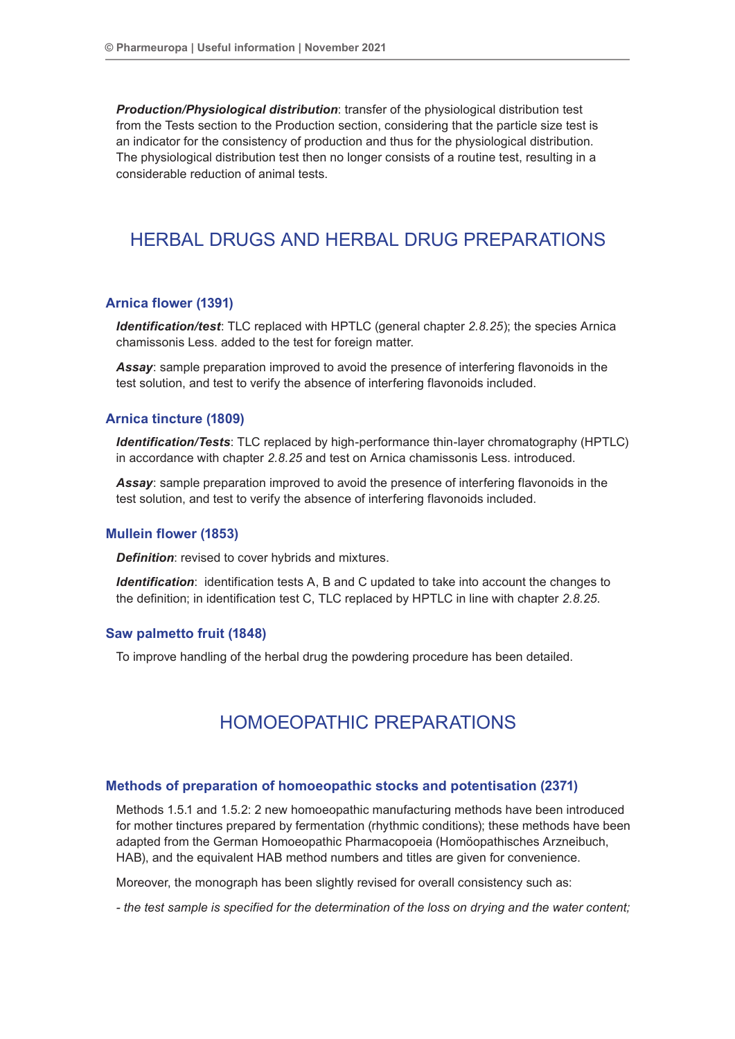***Production/Physiological distribution***: transfer of the physiological distribution test from the Tests section to the Production section, considering that the particle size test is an indicator for the consistency of production and thus for the physiological distribution. The physiological distribution test then no longer consists of a routine test, resulting in a considerable reduction of animal tests.

## HERBAL DRUGS AND HERBAL DRUG PREPARATIONS

### Arnica flower (1391)

***Identification/test***: TLC replaced with HPTLC (general chapter *2.8.25*); the species Arnica chamissonis Less. added to the test for foreign matter.

***Assay***: sample preparation improved to avoid the presence of interfering flavonoids in the test solution, and test to verify the absence of interfering flavonoids included.

### Arnica tincture (1809)

***Identification/Tests***: TLC replaced by high-performance thin-layer chromatography (HPTLC) in accordance with chapter *2.8.25* and test on Arnica chamissonis Less. introduced.

***Assay***: sample preparation improved to avoid the presence of interfering flavonoids in the test solution, and test to verify the absence of interfering flavonoids included.

### Mullein flower (1853)

***Definition***: revised to cover hybrids and mixtures.

***Identification***: identification tests A, B and C updated to take into account the changes to the definition; in identification test C, TLC replaced by HPTLC in line with chapter *2.8.25*.

### Saw palmetto fruit (1848)

To improve handling of the herbal drug the powdering procedure has been detailed.

## HOMOEOPATHIC PREPARATIONS

### Methods of preparation of homoeopathic stocks and potentisation (2371)

Methods 1.5.1 and 1.5.2: 2 new homoeopathic manufacturing methods have been introduced for mother tinctures prepared by fermentation (rhythmic conditions); these methods have been adapted from the German Homoeopathic Pharmacopoeia (Homöopathisches Arzneibuch, HAB), and the equivalent HAB method numbers and titles are given for convenience.

Moreover, the monograph has been slightly revised for overall consistency such as:

*- the test sample is specified for the determination of the loss on drying and the water content;*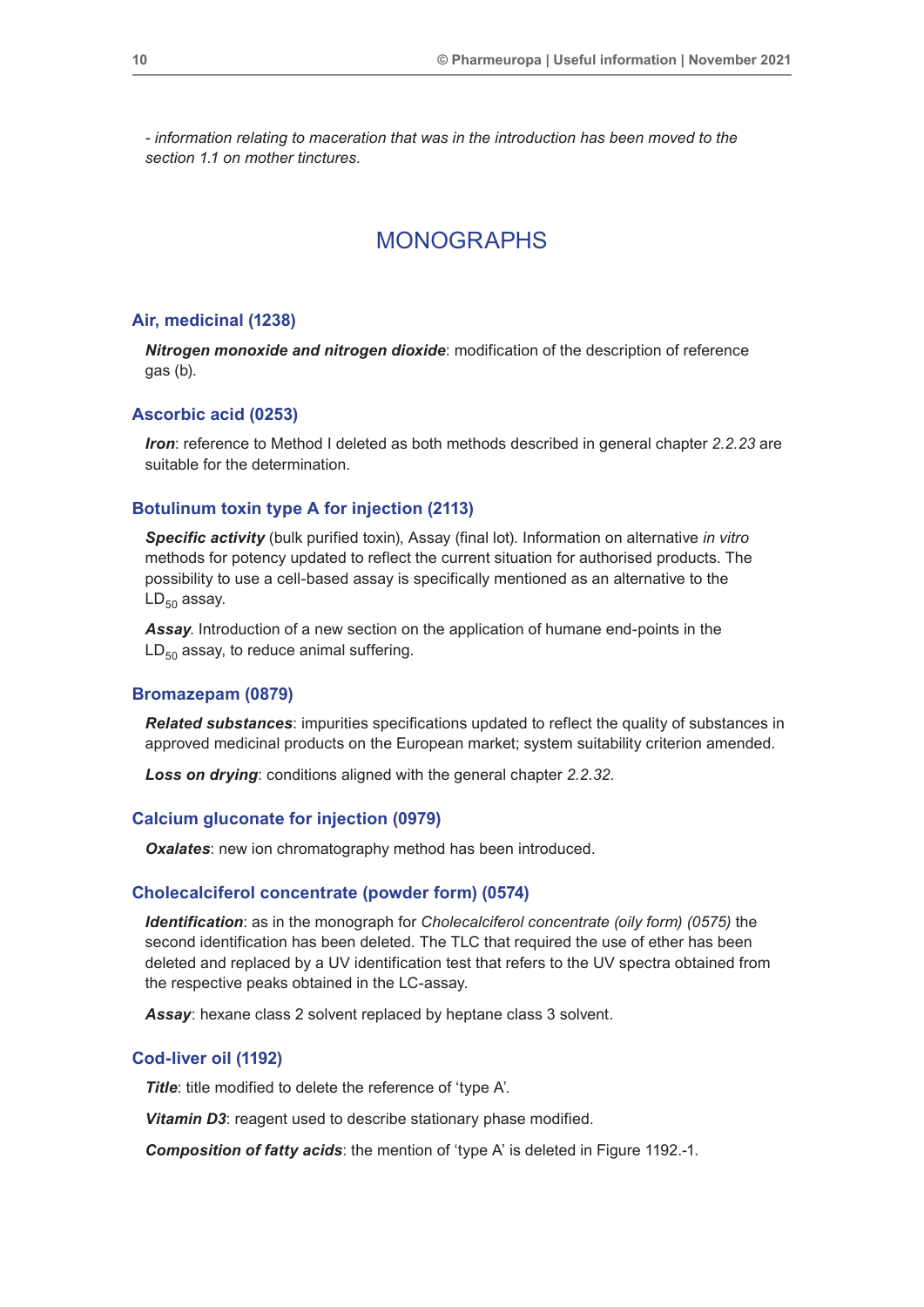*- information relating to maceration that was in the introduction has been moved to the section 1.1 on mother tinctures.*

# MONOGRAPHS

### Air, medicinal (1238)

***Nitrogen monoxide and nitrogen dioxide***: modification of the description of reference gas (b).

### Ascorbic acid (0253)

***Iron***: reference to Method I deleted as both methods described in general chapter *2.2.23* are suitable for the determination.

### Botulinum toxin type A for injection (2113)

***Specific activity*** (bulk purified toxin), Assay (final lot). Information on alternative *in vitro* methods for potency updated to reflect the current situation for authorised products. The possibility to use a cell-based assay is specifically mentioned as an alternative to the $LD_{50}$ assay.

***Assay***. Introduction of a new section on the application of humane end-points in the $LD_{50}$ assay, to reduce animal suffering.

### Bromazepam (0879)

***Related substances***: impurities specifications updated to reflect the quality of substances in approved medicinal products on the European market; system suitability criterion amended.

***Loss on drying***: conditions aligned with the general chapter *2.2.32.*

### Calcium gluconate for injection (0979)

***Oxalates***: new ion chromatography method has been introduced.

### Cholecalciferol concentrate (powder form) (0574)

***Identification***: as in the monograph for *Cholecalciferol concentrate (oily form) (0575)* the second identification has been deleted. The TLC that required the use of ether has been deleted and replaced by a UV identification test that refers to the UV spectra obtained from the respective peaks obtained in the LC-assay.

***Assay***: hexane class 2 solvent replaced by heptane class 3 solvent.

### Cod-liver oil (1192)

***Title***: title modified to delete the reference of 'type A'.

***Vitamin D3***: reagent used to describe stationary phase modified.

***Composition of fatty acids***: the mention of 'type A' is deleted in Figure 1192.-1.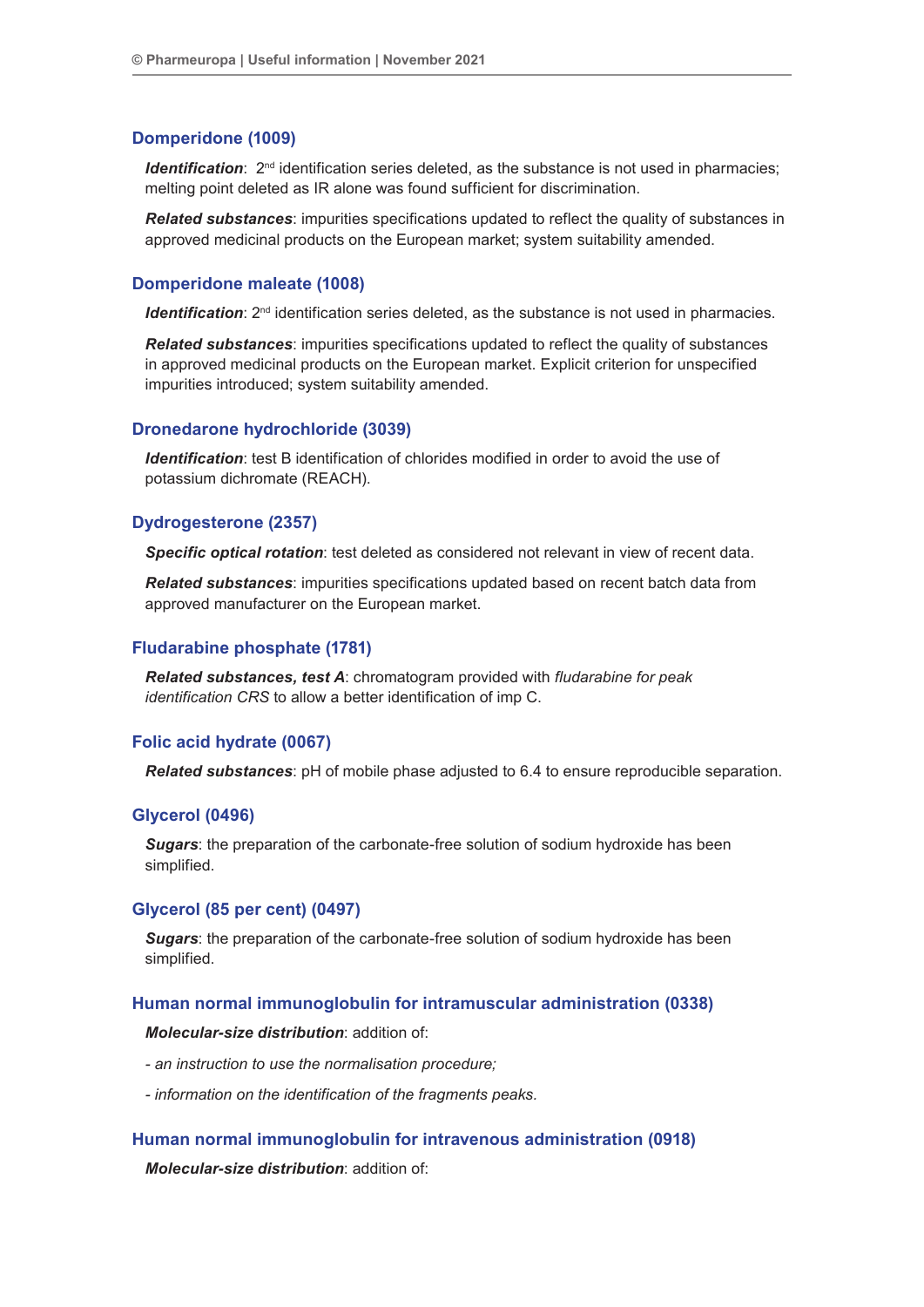### Domperidone (1009)

***Identification***: 2nd identification series deleted, as the substance is not used in pharmacies; melting point deleted as IR alone was found sufficient for discrimination.

***Related substances***: impurities specifications updated to reflect the quality of substances in approved medicinal products on the European market; system suitability amended.

### Domperidone maleate (1008)

***Identification***: 2nd identification series deleted, as the substance is not used in pharmacies.

***Related substances***: impurities specifications updated to reflect the quality of substances in approved medicinal products on the European market. Explicit criterion for unspecified impurities introduced; system suitability amended.

### Dronedarone hydrochloride (3039)

***Identification***: test B identification of chlorides modified in order to avoid the use of potassium dichromate (REACH).

### Dydrogesterone (2357)

***Specific optical rotation***: test deleted as considered not relevant in view of recent data.

***Related substances***: impurities specifications updated based on recent batch data from approved manufacturer on the European market.

### Fludarabine phosphate (1781)

***Related substances, test A***: chromatogram provided with *fludarabine for peak identification CRS* to allow a better identification of imp C.

### Folic acid hydrate (0067)

***Related substances***: pH of mobile phase adjusted to 6.4 to ensure reproducible separation.

### Glycerol (0496)

***Sugars***: the preparation of the carbonate-free solution of sodium hydroxide has been simplified.

### Glycerol (85 per cent) (0497)

***Sugars***: the preparation of the carbonate-free solution of sodium hydroxide has been simplified.

### Human normal immunoglobulin for intramuscular administration (0338)

***Molecular-size distribution***: addition of:

- *an instruction to use the normalisation procedure;*

- *information on the identification of the fragments peaks.*

### Human normal immunoglobulin for intravenous administration (0918)

***Molecular-size distribution***: addition of: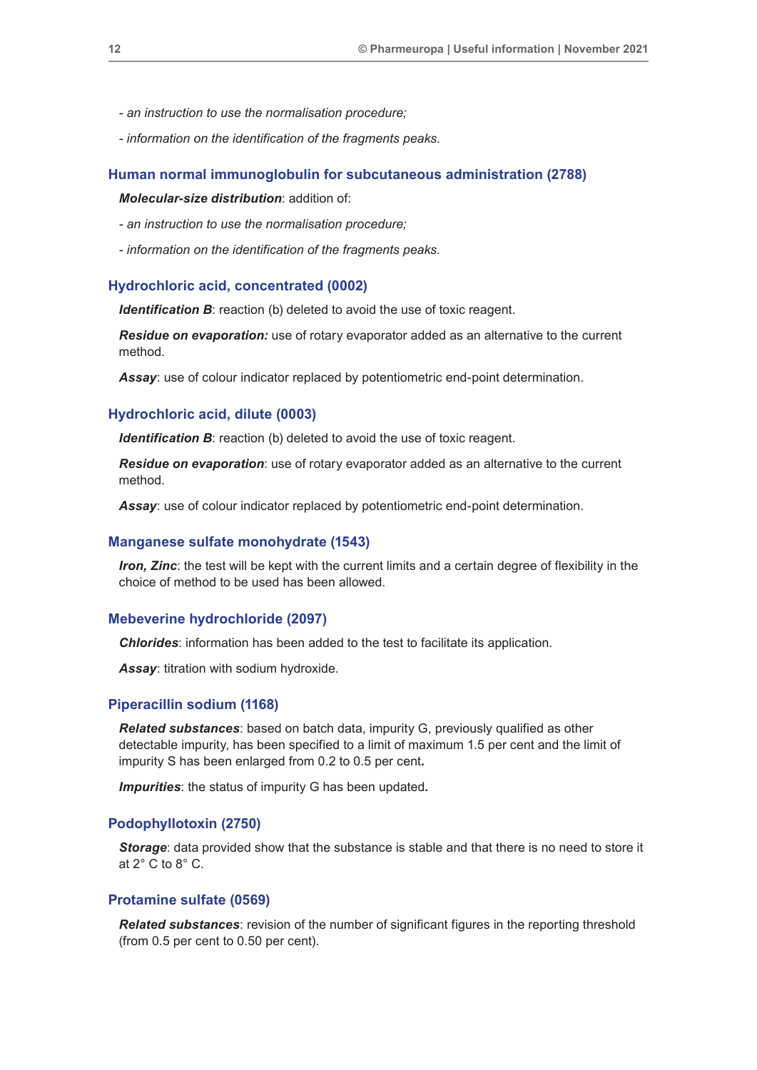*- an instruction to use the normalisation procedure;*

*- information on the identification of the fragments peaks.*

### Human normal immunoglobulin for subcutaneous administration (2788)

***Molecular-size distribution***: addition of:

*- an instruction to use the normalisation procedure;*

*- information on the identification of the fragments peaks.*

### Hydrochloric acid, concentrated (0002)

***Identification B***: reaction (b) deleted to avoid the use of toxic reagent.

***Residue on evaporation:*** use of rotary evaporator added as an alternative to the current method.

***Assay***: use of colour indicator replaced by potentiometric end-point determination.

### Hydrochloric acid, dilute (0003)

***Identification B***: reaction (b) deleted to avoid the use of toxic reagent.

***Residue on evaporation***: use of rotary evaporator added as an alternative to the current method.

***Assay***: use of colour indicator replaced by potentiometric end-point determination.

### Manganese sulfate monohydrate (1543)

***Iron, Zinc***: the test will be kept with the current limits and a certain degree of flexibility in the choice of method to be used has been allowed.

### Mebeverine hydrochloride (2097)

***Chlorides***: information has been added to the test to facilitate its application.

***Assay***: titration with sodium hydroxide.

### Piperacillin sodium (1168)

***Related substances***: based on batch data, impurity G, previously qualified as other detectable impurity, has been specified to a limit of maximum 1.5 per cent and the limit of impurity S has been enlarged from 0.2 to 0.5 per cent.

***Impurities***: the status of impurity G has been updated.

### Podophyllotoxin (2750)

***Storage***: data provided show that the substance is stable and that there is no need to store it at 2° C to 8° C.

### Protamine sulfate (0569)

***Related substances***: revision of the number of significant figures in the reporting threshold (from 0.5 per cent to 0.50 per cent).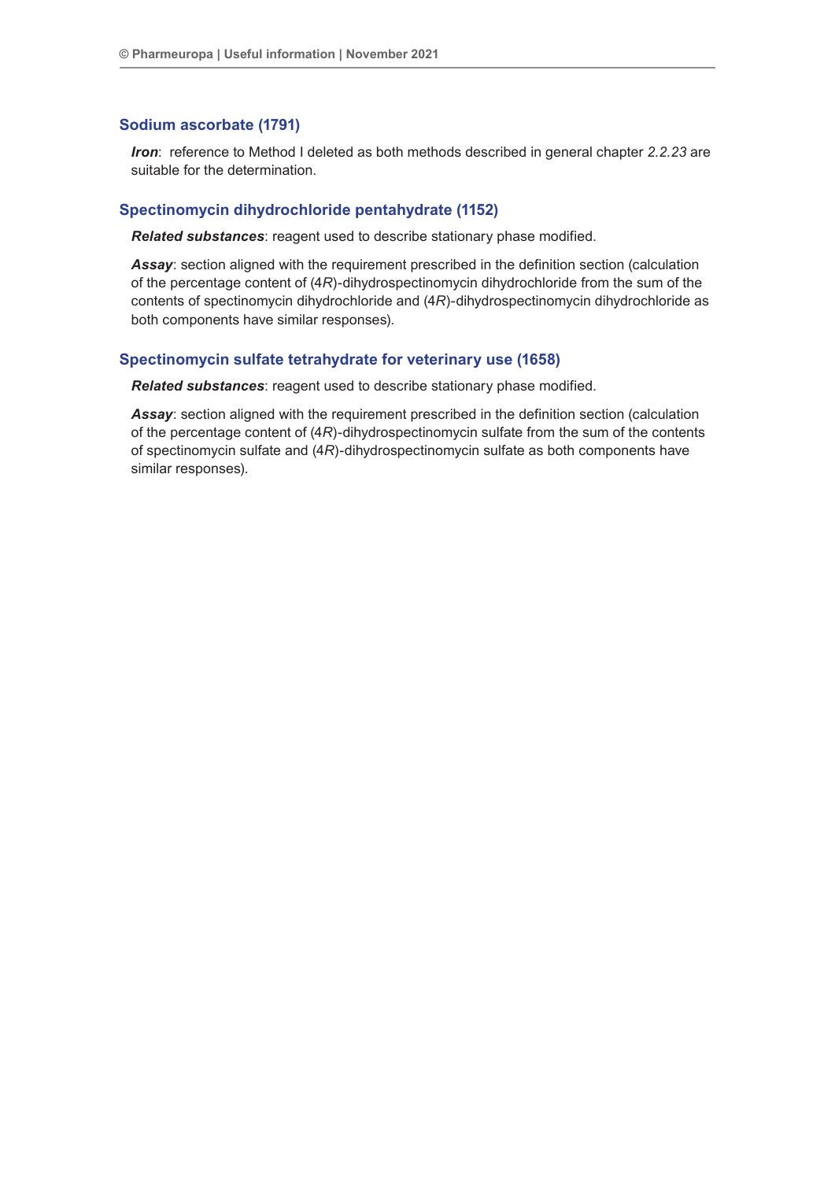## Sodium ascorbate (1791)

***Iron***: reference to Method I deleted as both methods described in general chapter *2.2.23* are suitable for the determination.

## Spectinomycin dihydrochloride pentahydrate (1152)

***Related substances***: reagent used to describe stationary phase modified.

***Assay***: section aligned with the requirement prescribed in the definition section (calculation of the percentage content of (4*R*)-dihydrospectinomycin dihydrochloride from the sum of the contents of spectinomycin dihydrochloride and (4*R*)-dihydrospectinomycin dihydrochloride as both components have similar responses).

## Spectinomycin sulfate tetrahydrate for veterinary use (1658)

***Related substances***: reagent used to describe stationary phase modified.

***Assay***: section aligned with the requirement prescribed in the definition section (calculation of the percentage content of (4*R*)-dihydrospectinomycin sulfate from the sum of the contents of spectinomycin sulfate and (4*R*)-dihydrospectinomycin sulfate as both components have similar responses).